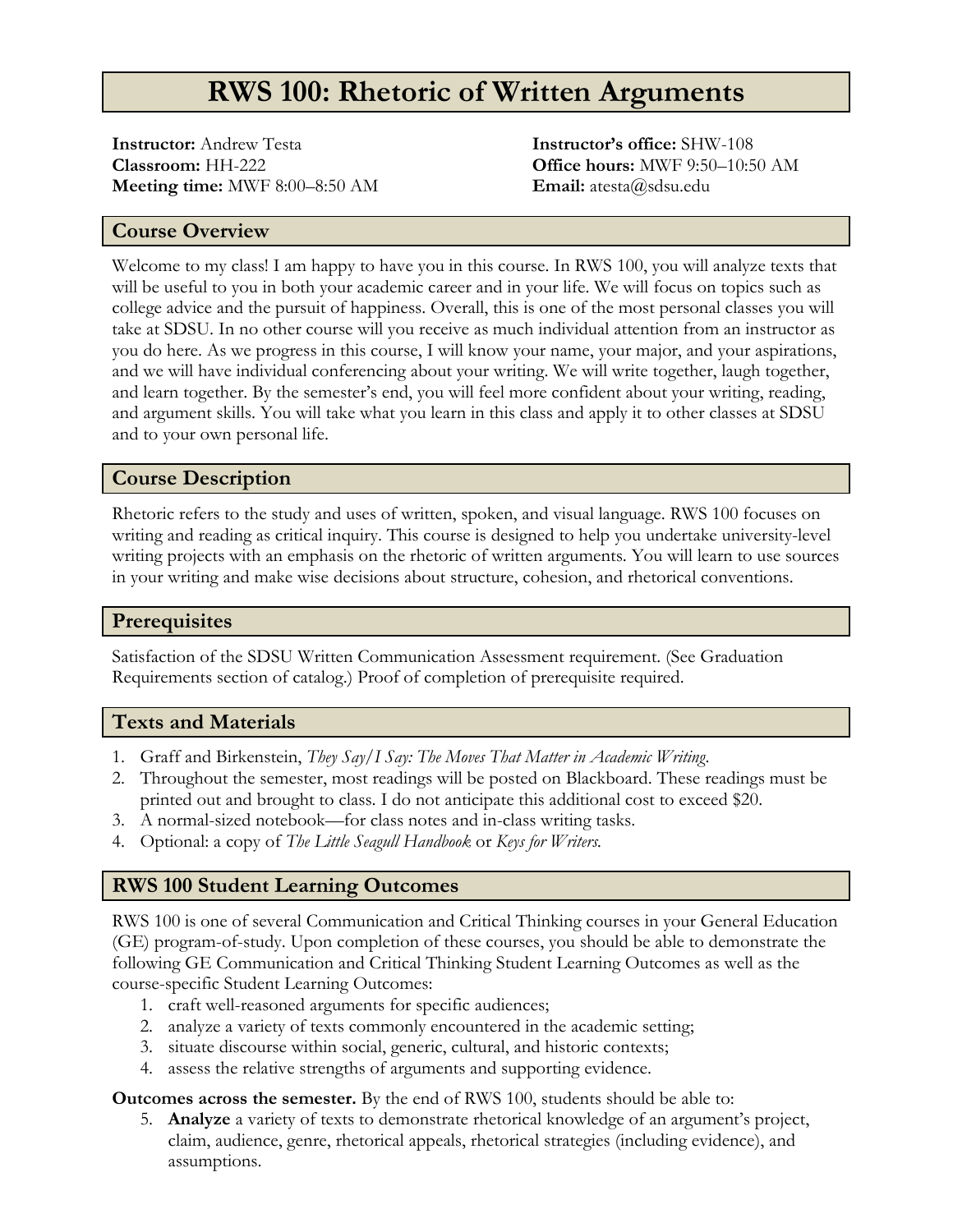# RWS 100: Rhetoric of Written Arguments

**Instructor:** Andrew Testa
**Classroom:** HH-222
**Meeting time:** MWF 8:00–8:50 AM

**Instructor's office:** SHW-108
**Office hours:** MWF 9:50–10:50 AM
**Email:** atesta@sdsu.edu

## Course Overview

Welcome to my class! I am happy to have you in this course. In RWS 100, you will analyze texts that will be useful to you in both your academic career and in your life. We will focus on topics such as college advice and the pursuit of happiness. Overall, this is one of the most personal classes you will take at SDSU. In no other course will you receive as much individual attention from an instructor as you do here. As we progress in this course, I will know your name, your major, and your aspirations, and we will have individual conferencing about your writing. We will write together, laugh together, and learn together. By the semester's end, you will feel more confident about your writing, reading, and argument skills. You will take what you learn in this class and apply it to other classes at SDSU and to your own personal life.

## Course Description

Rhetoric refers to the study and uses of written, spoken, and visual language. RWS 100 focuses on writing and reading as critical inquiry. This course is designed to help you undertake university-level writing projects with an emphasis on the rhetoric of written arguments. You will learn to use sources in your writing and make wise decisions about structure, cohesion, and rhetorical conventions.

## Prerequisites

Satisfaction of the SDSU Written Communication Assessment requirement. (See Graduation Requirements section of catalog.) Proof of completion of prerequisite required.

## Texts and Materials

1. Graff and Birkenstein, *They Say/I Say: The Moves That Matter in Academic Writing*.
2. Throughout the semester, most readings will be posted on Blackboard. These readings must be printed out and brought to class. I do not anticipate this additional cost to exceed $20.
3. A normal-sized notebook—for class notes and in-class writing tasks.
4. Optional: a copy of *The Little Seagull Handbook* or *Keys for Writers.*

## RWS 100 Student Learning Outcomes

RWS 100 is one of several Communication and Critical Thinking courses in your General Education (GE) program-of-study. Upon completion of these courses, you should be able to demonstrate the following GE Communication and Critical Thinking Student Learning Outcomes as well as the course-specific Student Learning Outcomes:

1. craft well-reasoned arguments for specific audiences;
2. analyze a variety of texts commonly encountered in the academic setting;
3. situate discourse within social, generic, cultural, and historic contexts;
4. assess the relative strengths of arguments and supporting evidence.

**Outcomes across the semester.** By the end of RWS 100, students should be able to:

5. **Analyze** a variety of texts to demonstrate rhetorical knowledge of an argument's project, claim, audience, genre, rhetorical appeals, rhetorical strategies (including evidence), and assumptions.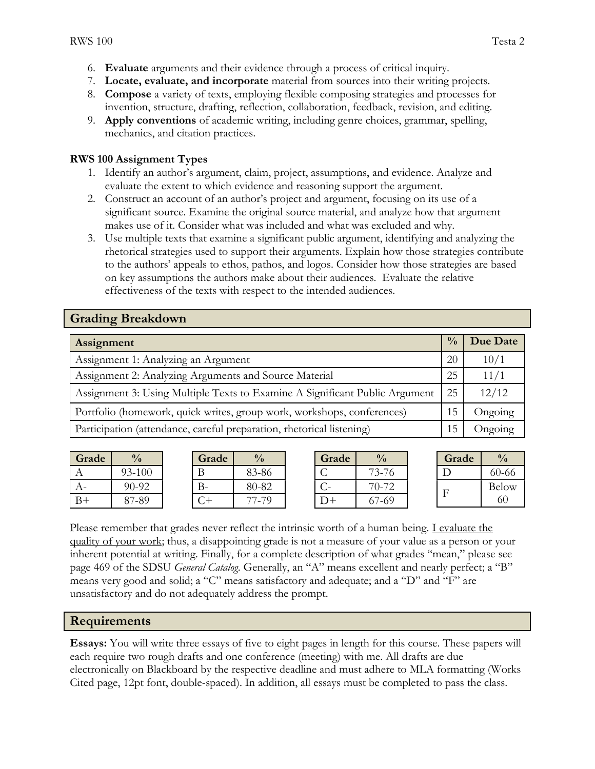6. **Evaluate** arguments and their evidence through a process of critical inquiry.
7. **Locate, evaluate, and incorporate** material from sources into their writing projects.
8. **Compose** a variety of texts, employing flexible composing strategies and processes for invention, structure, drafting, reflection, collaboration, feedback, revision, and editing.
9. **Apply conventions** of academic writing, including genre choices, grammar, spelling, mechanics, and citation practices.

**RWS 100 Assignment Types**

1. Identify an author's argument, claim, project, assumptions, and evidence. Analyze and evaluate the extent to which evidence and reasoning support the argument.
2. Construct an account of an author's project and argument, focusing on its use of a significant source. Examine the original source material, and analyze how that argument makes use of it. Consider what was included and what was excluded and why.
3. Use multiple texts that examine a significant public argument, identifying and analyzing the rhetorical strategies used to support their arguments. Explain how those strategies contribute to the authors' appeals to ethos, pathos, and logos. Consider how those strategies are based on key assumptions the authors make about their audiences. Evaluate the relative effectiveness of the texts with respect to the intended audiences.

## Grading Breakdown

| Assignment | % | Due Date |
|---|---|---|
| Assignment 1: Analyzing an Argument | 20 | 10/1 |
| Assignment 2: Analyzing Arguments and Source Material | 25 | 11/1 |
| Assignment 3: Using Multiple Texts to Examine A Significant Public Argument | 25 | 12/12 |
| Portfolio (homework, quick writes, group work, workshops, conferences) | 15 | Ongoing |
| Participation (attendance, careful preparation, rhetorical listening) | 15 | Ongoing |

| Grade | % |
|---|---|
| A | 93-100 |
| A- | 90-92 |
| B+ | 87-89 |

| Grade | % |
|---|---|
| B | 83-86 |
| B- | 80-82 |
| C+ | 77-79 |

| Grade | % |
|---|---|
| C | 73-76 |
| C- | 70-72 |
| D+ | 67-69 |

| Grade | % |
|---|---|
| D | 60-66 |
| F | Below 60 |

Please remember that grades never reflect the intrinsic worth of a human being. I evaluate the quality of your work; thus, a disappointing grade is not a measure of your value as a person or your inherent potential at writing. Finally, for a complete description of what grades "mean," please see page 469 of the SDSU *General Catalog.* Generally, an "A" means excellent and nearly perfect; a "B" means very good and solid; a "C" means satisfactory and adequate; and a "D" and "F" are unsatisfactory and do not adequately address the prompt.

## Requirements

**Essays:** You will write three essays of five to eight pages in length for this course. These papers will each require two rough drafts and one conference (meeting) with me. All drafts are due electronically on Blackboard by the respective deadline and must adhere to MLA formatting (Works Cited page, 12pt font, double-spaced). In addition, all essays must be completed to pass the class.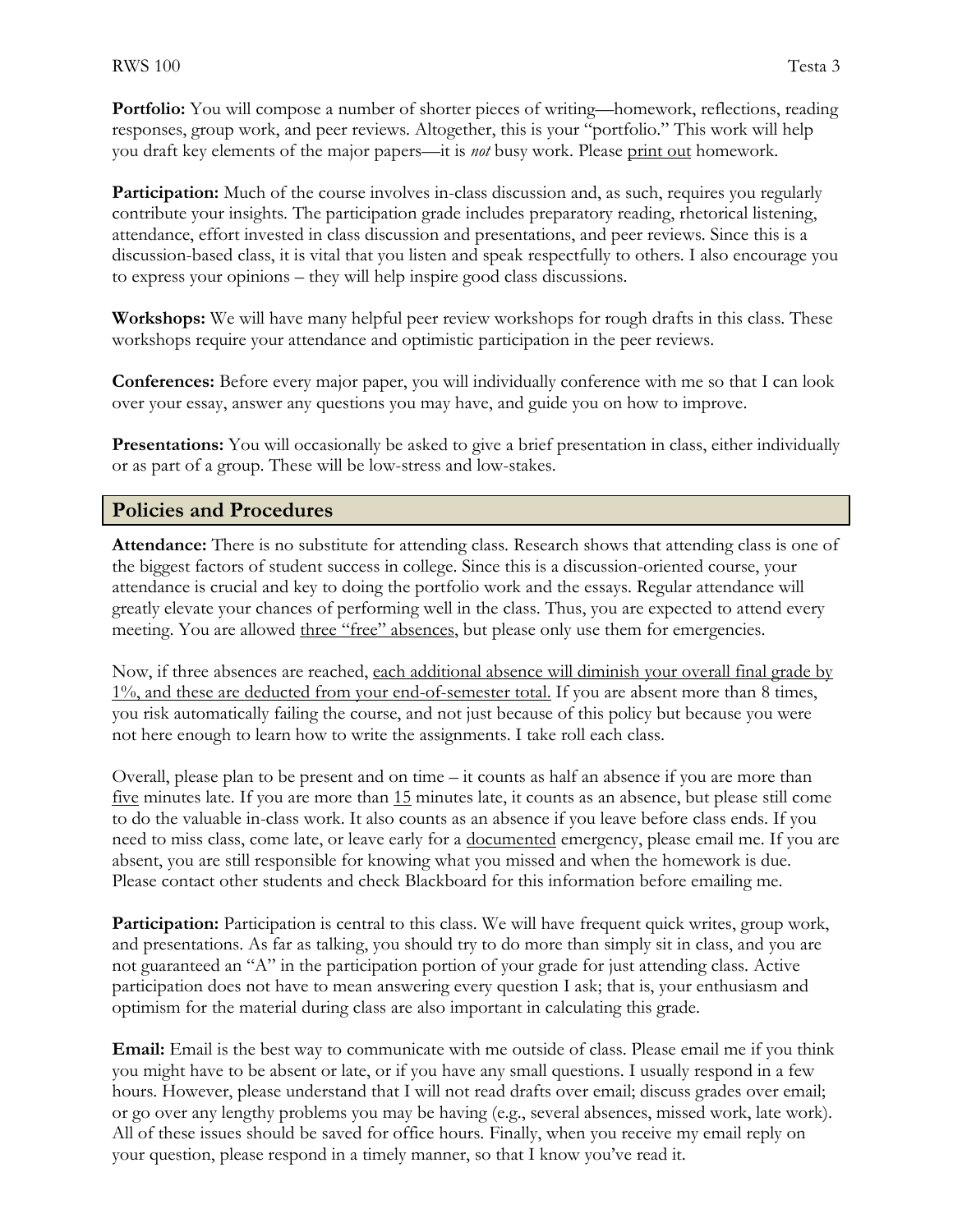**Portfolio:** You will compose a number of shorter pieces of writing—homework, reflections, reading responses, group work, and peer reviews. Altogether, this is your "portfolio." This work will help you draft key elements of the major papers—it is *not* busy work. Please print out homework.

**Participation:** Much of the course involves in-class discussion and, as such, requires you regularly contribute your insights. The participation grade includes preparatory reading, rhetorical listening, attendance, effort invested in class discussion and presentations, and peer reviews. Since this is a discussion-based class, it is vital that you listen and speak respectfully to others. I also encourage you to express your opinions – they will help inspire good class discussions.

**Workshops:** We will have many helpful peer review workshops for rough drafts in this class. These workshops require your attendance and optimistic participation in the peer reviews.

**Conferences:** Before every major paper, you will individually conference with me so that I can look over your essay, answer any questions you may have, and guide you on how to improve.

**Presentations:** You will occasionally be asked to give a brief presentation in class, either individually or as part of a group. These will be low-stress and low-stakes.

## Policies and Procedures

**Attendance:** There is no substitute for attending class. Research shows that attending class is one of the biggest factors of student success in college. Since this is a discussion-oriented course, your attendance is crucial and key to doing the portfolio work and the essays. Regular attendance will greatly elevate your chances of performing well in the class. Thus, you are expected to attend every meeting. You are allowed three "free" absences, but please only use them for emergencies.

Now, if three absences are reached, each additional absence will diminish your overall final grade by 1%, and these are deducted from your end-of-semester total. If you are absent more than 8 times, you risk automatically failing the course, and not just because of this policy but because you were not here enough to learn how to write the assignments. I take roll each class.

Overall, please plan to be present and on time – it counts as half an absence if you are more than five minutes late. If you are more than 15 minutes late, it counts as an absence, but please still come to do the valuable in-class work. It also counts as an absence if you leave before class ends. If you need to miss class, come late, or leave early for a documented emergency, please email me. If you are absent, you are still responsible for knowing what you missed and when the homework is due. Please contact other students and check Blackboard for this information before emailing me.

**Participation:** Participation is central to this class. We will have frequent quick writes, group work, and presentations. As far as talking, you should try to do more than simply sit in class, and you are not guaranteed an "A" in the participation portion of your grade for just attending class. Active participation does not have to mean answering every question I ask; that is, your enthusiasm and optimism for the material during class are also important in calculating this grade.

**Email:** Email is the best way to communicate with me outside of class. Please email me if you think you might have to be absent or late, or if you have any small questions. I usually respond in a few hours. However, please understand that I will not read drafts over email; discuss grades over email; or go over any lengthy problems you may be having (e.g., several absences, missed work, late work). All of these issues should be saved for office hours. Finally, when you receive my email reply on your question, please respond in a timely manner, so that I know you've read it.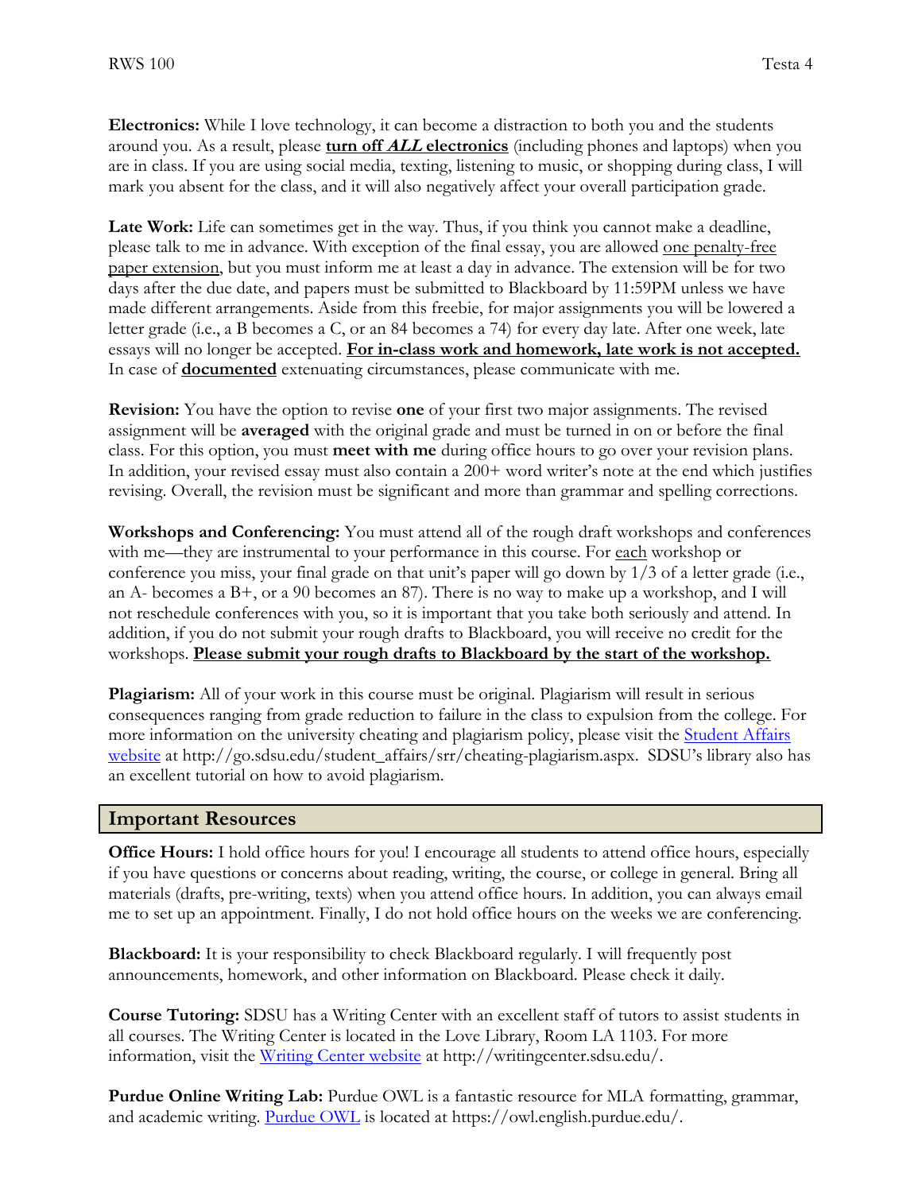**Electronics:** While I love technology, it can become a distraction to both you and the students around you. As a result, please **turn off *ALL* electronics** (including phones and laptops) when you are in class. If you are using social media, texting, listening to music, or shopping during class, I will mark you absent for the class, and it will also negatively affect your overall participation grade.

**Late Work:** Life can sometimes get in the way. Thus, if you think you cannot make a deadline, please talk to me in advance. With exception of the final essay, you are allowed one penalty-free paper extension, but you must inform me at least a day in advance. The extension will be for two days after the due date, and papers must be submitted to Blackboard by 11:59PM unless we have made different arrangements. Aside from this freebie, for major assignments you will be lowered a letter grade (i.e., a B becomes a C, or an 84 becomes a 74) for every day late. After one week, late essays will no longer be accepted. **For in-class work and homework, late work is not accepted.** In case of **documented** extenuating circumstances, please communicate with me.

**Revision:** You have the option to revise **one** of your first two major assignments. The revised assignment will be **averaged** with the original grade and must be turned in on or before the final class. For this option, you must **meet with me** during office hours to go over your revision plans. In addition, your revised essay must also contain a 200+ word writer's note at the end which justifies revising. Overall, the revision must be significant and more than grammar and spelling corrections.

**Workshops and Conferencing:** You must attend all of the rough draft workshops and conferences with me—they are instrumental to your performance in this course. For each workshop or conference you miss, your final grade on that unit's paper will go down by 1/3 of a letter grade (i.e., an A- becomes a B+, or a 90 becomes an 87). There is no way to make up a workshop, and I will not reschedule conferences with you, so it is important that you take both seriously and attend. In addition, if you do not submit your rough drafts to Blackboard, you will receive no credit for the workshops. **Please submit your rough drafts to Blackboard by the start of the workshop.**

**Plagiarism:** All of your work in this course must be original. Plagiarism will result in serious consequences ranging from grade reduction to failure in the class to expulsion from the college. For more information on the university cheating and plagiarism policy, please visit the Student Affairs website at http://go.sdsu.edu/student_affairs/srr/cheating-plagiarism.aspx. SDSU's library also has an excellent tutorial on how to avoid plagiarism.

## Important Resources

**Office Hours:** I hold office hours for you! I encourage all students to attend office hours, especially if you have questions or concerns about reading, writing, the course, or college in general. Bring all materials (drafts, pre-writing, texts) when you attend office hours. In addition, you can always email me to set up an appointment. Finally, I do not hold office hours on the weeks we are conferencing.

**Blackboard:** It is your responsibility to check Blackboard regularly. I will frequently post announcements, homework, and other information on Blackboard. Please check it daily.

**Course Tutoring:** SDSU has a Writing Center with an excellent staff of tutors to assist students in all courses. The Writing Center is located in the Love Library, Room LA 1103. For more information, visit the Writing Center website at http://writingcenter.sdsu.edu/.

**Purdue Online Writing Lab:** Purdue OWL is a fantastic resource for MLA formatting, grammar, and academic writing. Purdue OWL is located at https://owl.english.purdue.edu/.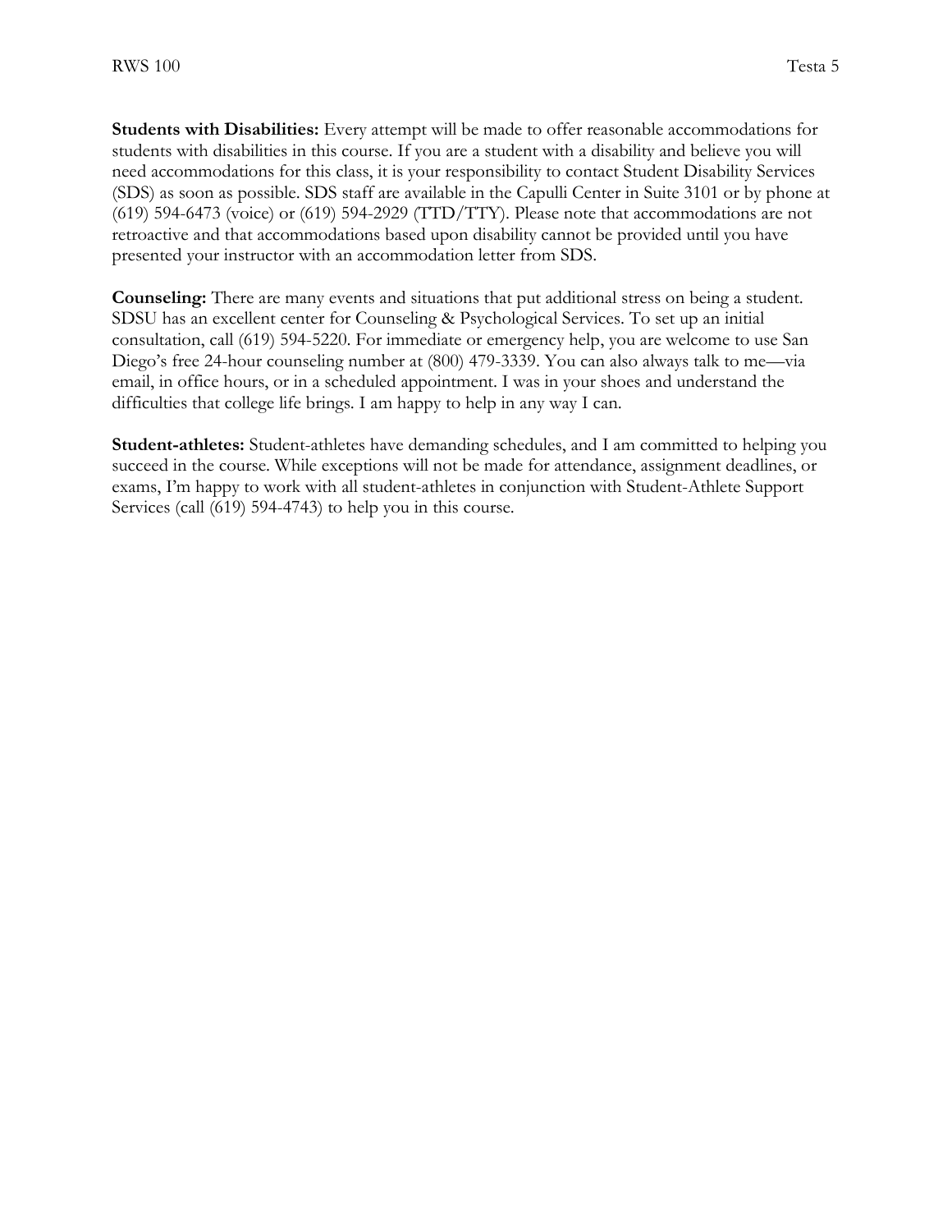**Students with Disabilities:** Every attempt will be made to offer reasonable accommodations for students with disabilities in this course. If you are a student with a disability and believe you will need accommodations for this class, it is your responsibility to contact Student Disability Services (SDS) as soon as possible. SDS staff are available in the Capulli Center in Suite 3101 or by phone at (619) 594-6473 (voice) or (619) 594-2929 (TTD/TTY). Please note that accommodations are not retroactive and that accommodations based upon disability cannot be provided until you have presented your instructor with an accommodation letter from SDS.

**Counseling:** There are many events and situations that put additional stress on being a student. SDSU has an excellent center for Counseling & Psychological Services. To set up an initial consultation, call (619) 594-5220. For immediate or emergency help, you are welcome to use San Diego's free 24-hour counseling number at (800) 479-3339. You can also always talk to me—via email, in office hours, or in a scheduled appointment. I was in your shoes and understand the difficulties that college life brings. I am happy to help in any way I can.

**Student-athletes:** Student-athletes have demanding schedules, and I am committed to helping you succeed in the course. While exceptions will not be made for attendance, assignment deadlines, or exams, I'm happy to work with all student-athletes in conjunction with Student-Athlete Support Services (call (619) 594-4743) to help you in this course.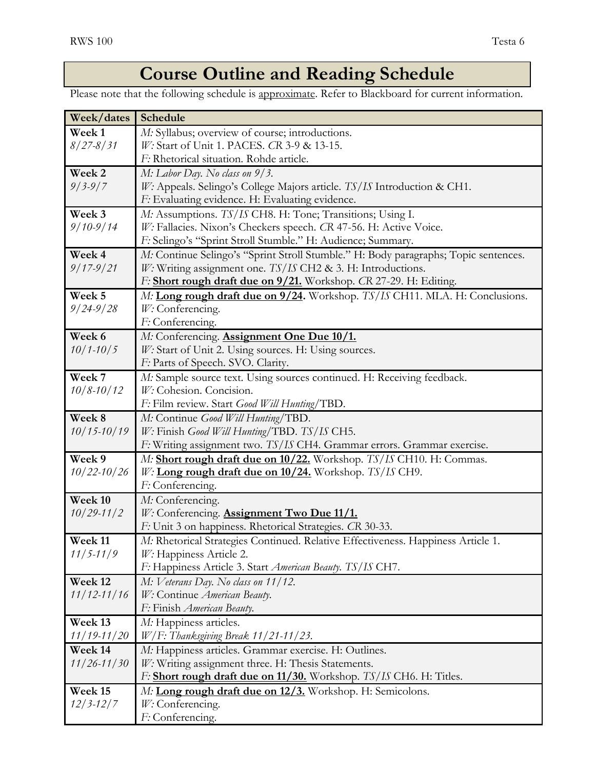# Course Outline and Reading Schedule

Please note that the following schedule is approximate. Refer to Blackboard for current information.

| Week/dates | Schedule |
|---|---|
| **Week 1** *8/27-8/31* | *M:* Syllabus; overview of course; introductions.<br>*W:* Start of Unit 1. PACES. *CR* 3-9 & 13-15.<br>*F:* Rhetorical situation. Rohde article. |
| **Week 2** *9/3-9/7* | *M: Labor Day. No class on 9/3.*<br>*W:* Appeals. Selingo's College Majors article. *TS/IS* Introduction & CH1.<br>*F:* Evaluating evidence. H: Evaluating evidence. |
| **Week 3** *9/10-9/14* | *M:* Assumptions. *TS/IS* CH8. H: Tone; Transitions; Using I.<br>*W:* Fallacies. Nixon's Checkers speech. *CR* 47-56. H: Active Voice.<br>*F:* Selingo's "Sprint Stroll Stumble." H: Audience; Summary. |
| **Week 4** *9/17-9/21* | *M:* Continue Selingo's "Sprint Stroll Stumble." H: Body paragraphs; Topic sentences.<br>*W:* Writing assignment one. *TS/IS* CH2 & 3. H: Introductions.<br>*F:* **Short rough draft due on 9/21.** Workshop. *CR* 27-29. H: Editing. |
| **Week 5** *9/24-9/28* | *M:* **Long rough draft due on 9/24.** Workshop. *TS/IS* CH11. MLA. H: Conclusions.<br>*W:* Conferencing.<br>*F:* Conferencing. |
| **Week 6** *10/1-10/5* | *M:* Conferencing. **Assignment One Due 10/1.**<br>*W:* Start of Unit 2. Using sources. H: Using sources.<br>*F:* Parts of Speech. SVO. Clarity. |
| **Week 7** *10/8-10/12* | *M:* Sample source text. Using sources continued. H: Receiving feedback.<br>*W:* Cohesion. Concision.<br>*F:* Film review. Start *Good Will Hunting*/TBD. |
| **Week 8** *10/15-10/19* | *M:* Continue *Good Will Hunting*/TBD.<br>*W:* Finish *Good Will Hunting*/TBD. *TS/IS* CH5.<br>*F:* Writing assignment two. *TS/IS* CH4. Grammar errors. Grammar exercise. |
| **Week 9** *10/22-10/26* | *M:* **Short rough draft due on 10/22.** Workshop. *TS/IS* CH10. H: Commas.<br>*W:* **Long rough draft due on 10/24.** Workshop. *TS/IS* CH9.<br>*F:* Conferencing. |
| **Week 10** *10/29-11/2* | *M:* Conferencing.<br>*W:* Conferencing. **Assignment Two Due 11/1.**<br>*F:* Unit 3 on happiness. Rhetorical Strategies. *CR* 30-33. |
| **Week 11** *11/5-11/9* | *M:* Rhetorical Strategies Continued. Relative Effectiveness. Happiness Article 1.<br>*W:* Happiness Article 2.<br>*F:* Happiness Article 3. Start *American Beauty*. *TS/IS* CH7. |
| **Week 12** *11/12-11/16* | *M: Veterans Day. No class on 11/12.*<br>*W:* Continue *American Beauty*.<br>*F:* Finish *American Beauty*. |
| **Week 13** *11/19-11/20* | *M:* Happiness articles.<br>*W/F: Thanksgiving Break 11/21-11/23.* |
| **Week 14** *11/26-11/30* | *M:* Happiness articles. Grammar exercise. H: Outlines.<br>*W:* Writing assignment three. H: Thesis Statements.<br>*F:* **Short rough draft due on 11/30.** Workshop. *TS/IS* CH6. H: Titles. |
| **Week 15** *12/3-12/7* | *M:* **Long rough draft due on 12/3.** Workshop. H: Semicolons.<br>*W:* Conferencing.<br>*F:* Conferencing. |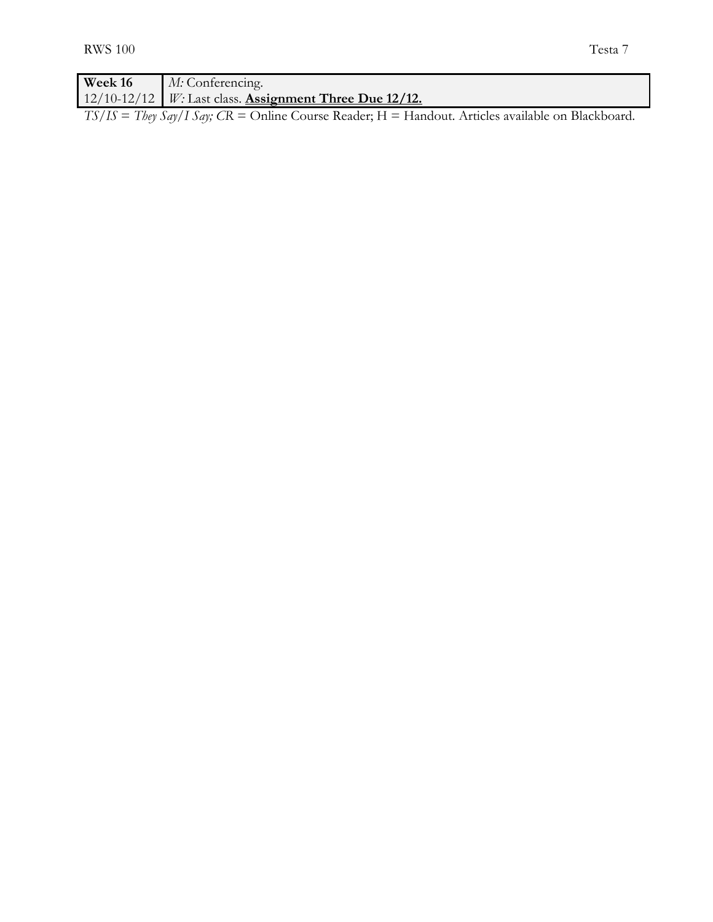| | |
|---|---|
| **Week 16**<br>12/10-12/12 | *M:* Conferencing.<br>*W:* Last class. **Assignment Three Due 12/12.** |

*TS/IS = They Say/I Say; CR* = Online Course Reader; H = Handout. Articles available on Blackboard.